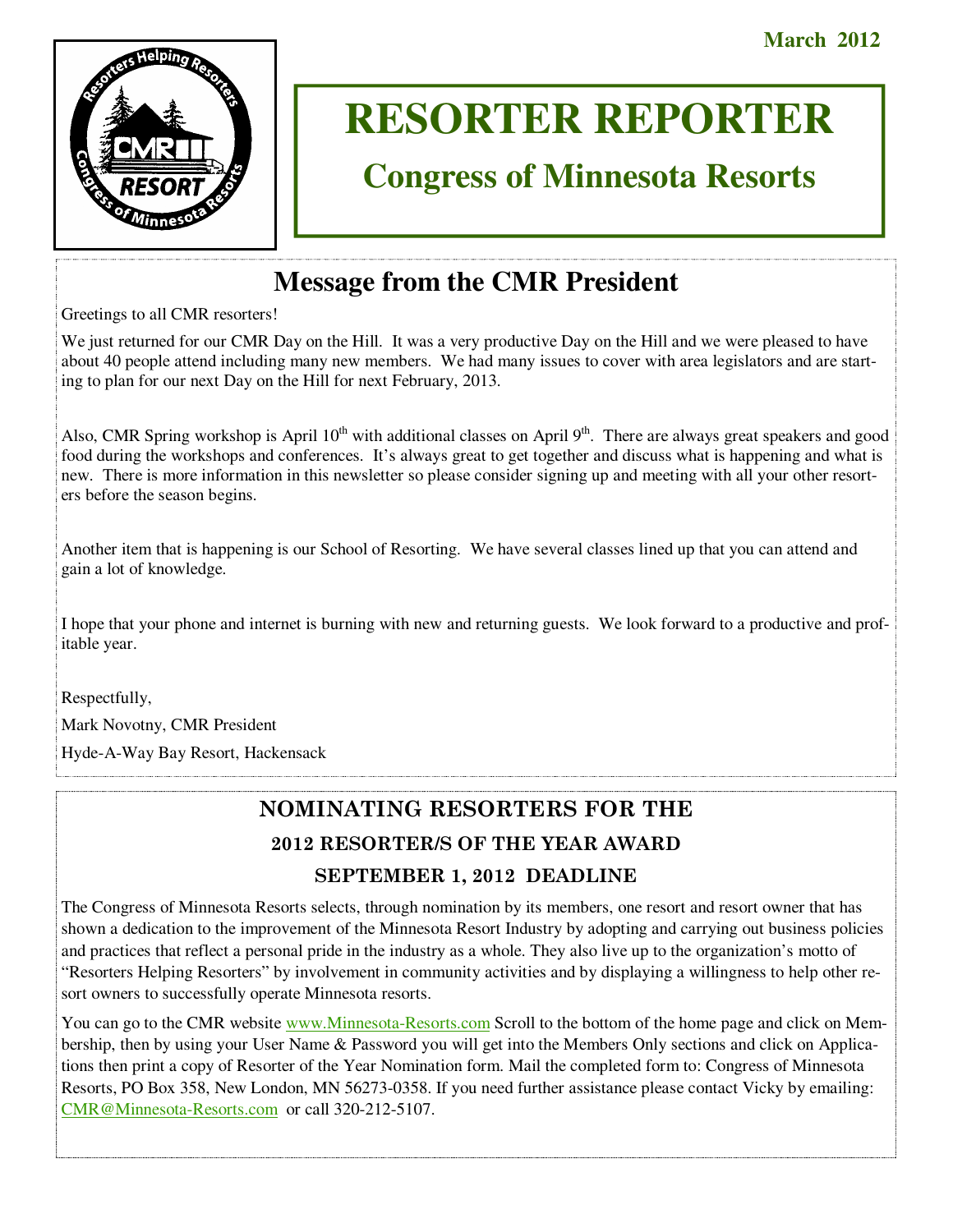March 2012

# RESORTER REPORTER

## Congress of Minnesota Resorts

## Message from the CMR President

Greetings to all CMR resorters!

We just returned for our CMR Day on the Hill. It was a very productive Day on the Hill and we were pleased to have about 40 people attend including many new members. We had many issues to cover with area legislators and are starting to plan for our next Day on the Hill for next February, 2013.

Also, CMR Spring workshop is April 10th with additional classes on April 9th. There are always great speakers and good food during the workshops and conferences. It's always great to get together and discuss what is happening and what is new. There is more information in this newsletter so please consider signing up and meeting with all your other resorters before the season begins.

Another item that is happening is our School of Resorting. We have several classes lined up that you can attend and gain a lot of knowledge.

I hope that your phone and internet is burning with new and returning guests. We look forward to a productive and profitable year.

Respectfully,

Mark Novotny, CMR President

Hyde-A-Way Bay Resort, Hackensack

## NOMINATING RESORTERS FOR THE

### 2012 RESORTER/S OF THE YEAR AWARD

### SEPTEMBER 1, 2012 DEADLINE

The Congress of Minnesota Resorts selects, through nomination by its members, one resort and resort owner that has shown a dedication to the improvement of the Minnesota Resort Industry by adopting and carrying out business policies and practices that reflect a personal pride in the industry as a whole. They also live up to the organization's motto of "Resorters Helping Resorters" by involvement in community activities and by displaying a willingness to help other resort owners to successfully operate Minnesota resorts.

You can go to the CMR website www.Minnesota-Resorts.com Scroll to the bottom of the home page and click on Membership, then by using your User Name & Password you will get into the Members Only sections and click on Applications then print a copy of Resorter of the Year Nomination form. Mail the completed form to: Congress of Minnesota Resorts, PO Box 358, New London, MN 56273-0358. If you need further assistance please contact Vicky by emailing: CMR@Minnesota-Resorts.com or call 320-212-5107.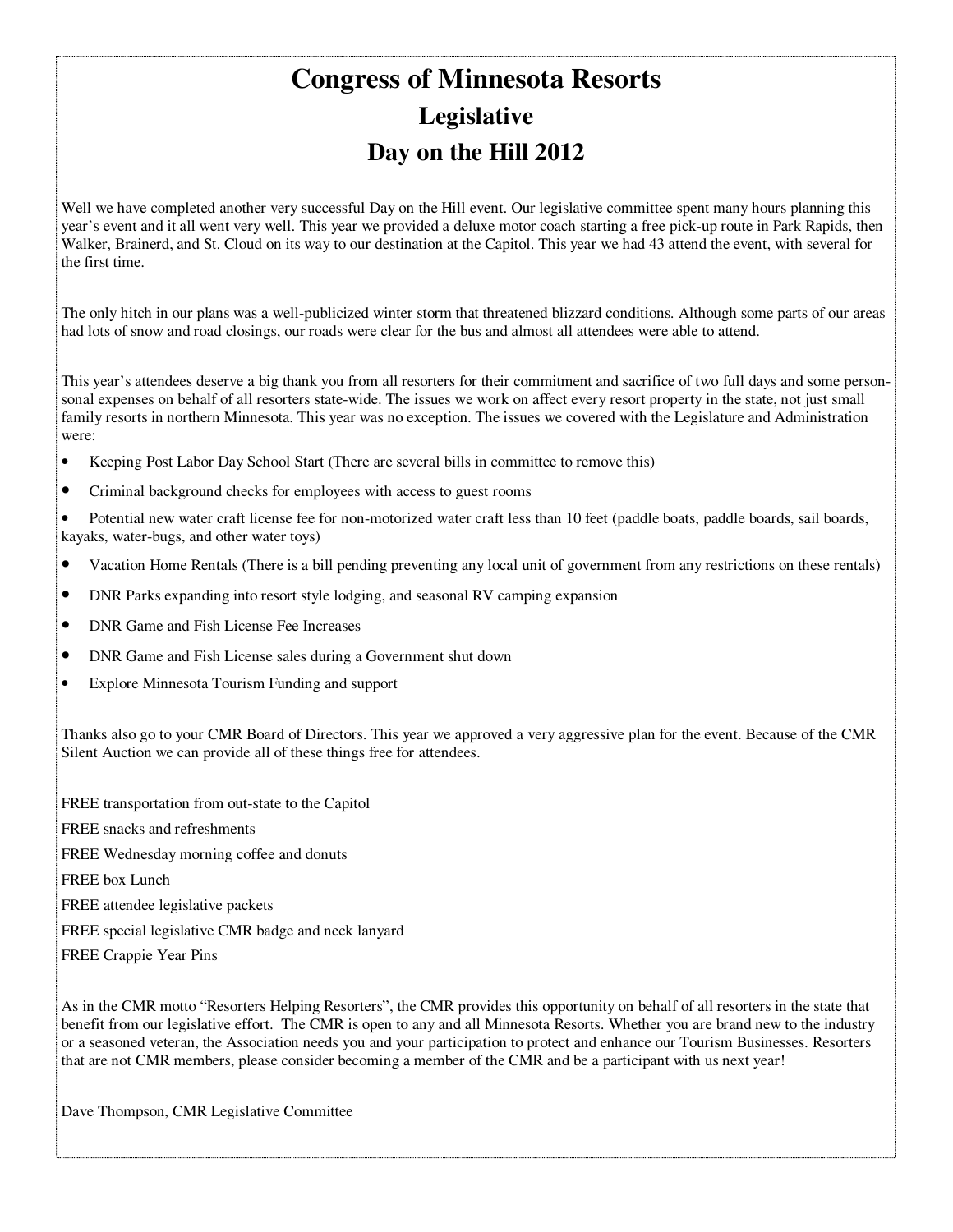# Congress of Minnesota Resorts

## Legislative

## Day on the Hill 2012

Well we have completed another very successful Day on the Hill event. Our legislative committee spent many hours planning this year's event and it all went very well. This year we provided a deluxe motor coach starting a free pick-up route in Park Rapids, then Walker, Brainerd, and St. Cloud on its way to our destination at the Capitol. This year we had 43 attend the event, with several for the first time.

The only hitch in our plans was a well-publicized winter storm that threatened blizzard conditions. Although some parts of our areas had lots of snow and road closings, our roads were clear for the bus and almost all attendees were able to attend.

This year's attendees deserve a big thank you from all resorters for their commitment and sacrifice of two full days and some person-sonal expenses on behalf of all resorters state-wide. The issues we work on affect every resort property in the state, not just small family resorts in northern Minnesota. This year was no exception. The issues we covered with the Legislature and Administration were:

- Keeping Post Labor Day School Start (There are several bills in committee to remove this)
- Criminal background checks for employees with access to guest rooms
- Potential new water craft license fee for non-motorized water craft less than 10 feet (paddle boats, paddle boards, sail boards, kayaks, water-bugs, and other water toys)
- Vacation Home Rentals (There is a bill pending preventing any local unit of government from any restrictions on these rentals)
- DNR Parks expanding into resort style lodging, and seasonal RV camping expansion
- DNR Game and Fish License Fee Increases
- DNR Game and Fish License sales during a Government shut down
- Explore Minnesota Tourism Funding and support

Thanks also go to your CMR Board of Directors. This year we approved a very aggressive plan for the event. Because of the CMR Silent Auction we can provide all of these things free for attendees.

FREE transportation from out-state to the Capitol

FREE snacks and refreshments

FREE Wednesday morning coffee and donuts

FREE box Lunch

FREE attendee legislative packets

FREE special legislative CMR badge and neck lanyard

FREE Crappie Year Pins

As in the CMR motto "Resorters Helping Resorters", the CMR provides this opportunity on behalf of all resorters in the state that benefit from our legislative effort. The CMR is open to any and all Minnesota Resorts. Whether you are brand new to the industry or a seasoned veteran, the Association needs you and your participation to protect and enhance our Tourism Businesses. Resorters that are not CMR members, please consider becoming a member of the CMR and be a participant with us next year!

Dave Thompson, CMR Legislative Committee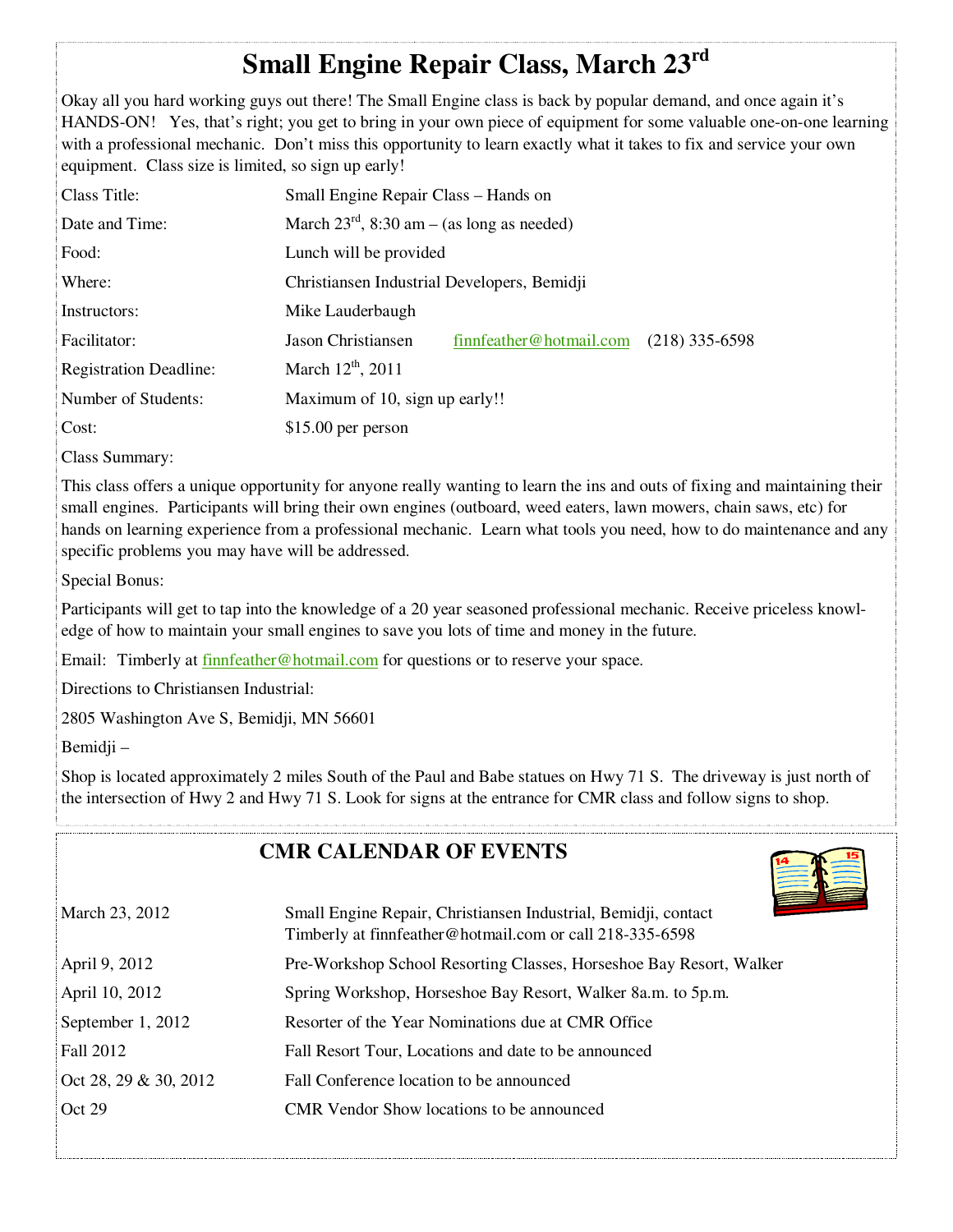# Small Engine Repair Class, March 23rd

Okay all you hard working guys out there! The Small Engine class is back by popular demand, and once again it's HANDS-ON! Yes, that's right; you get to bring in your own piece of equipment for some valuable one-on-one learning with a professional mechanic. Don't miss this opportunity to learn exactly what it takes to fix and service your own equipment. Class size is limited, so sign up early!

| | |
|---|---|
| Class Title: | Small Engine Repair Class – Hands on |
| Date and Time: | March 23rd, 8:30 am – (as long as needed) |
| Food: | Lunch will be provided |
| Where: | Christiansen Industrial Developers, Bemidji |
| Instructors: | Mike Lauderbaugh |
| Facilitator: | Jason Christiansen finnfeather@hotmail.com (218) 335-6598 |
| Registration Deadline: | March 12th, 2011 |
| Number of Students: | Maximum of 10, sign up early!! |
| Cost: | $15.00 per person |

Class Summary:

This class offers a unique opportunity for anyone really wanting to learn the ins and outs of fixing and maintaining their small engines. Participants will bring their own engines (outboard, weed eaters, lawn mowers, chain saws, etc) for hands on learning experience from a professional mechanic. Learn what tools you need, how to do maintenance and any specific problems you may have will be addressed.

Special Bonus:

Participants will get to tap into the knowledge of a 20 year seasoned professional mechanic. Receive priceless knowledge of how to maintain your small engines to save you lots of time and money in the future.

Email: Timberly at finnfeather@hotmail.com for questions or to reserve your space.

Directions to Christiansen Industrial:

2805 Washington Ave S, Bemidji, MN 56601

Bemidji –

Shop is located approximately 2 miles South of the Paul and Babe statues on Hwy 71 S. The driveway is just north of the intersection of Hwy 2 and Hwy 71 S. Look for signs at the entrance for CMR class and follow signs to shop.

## CMR CALENDAR OF EVENTS

| | |
|---|---|
| March 23, 2012 | Small Engine Repair, Christiansen Industrial, Bemidji, contact Timberly at finnfeather@hotmail.com or call 218-335-6598 |
| April 9, 2012 | Pre-Workshop School Resorting Classes, Horseshoe Bay Resort, Walker |
| April 10, 2012 | Spring Workshop, Horseshoe Bay Resort, Walker 8a.m. to 5p.m. |
| September 1, 2012 | Resorter of the Year Nominations due at CMR Office |
| Fall 2012 | Fall Resort Tour, Locations and date to be announced |
| Oct 28, 29 & 30, 2012 | Fall Conference location to be announced |
| Oct 29 | CMR Vendor Show locations to be announced |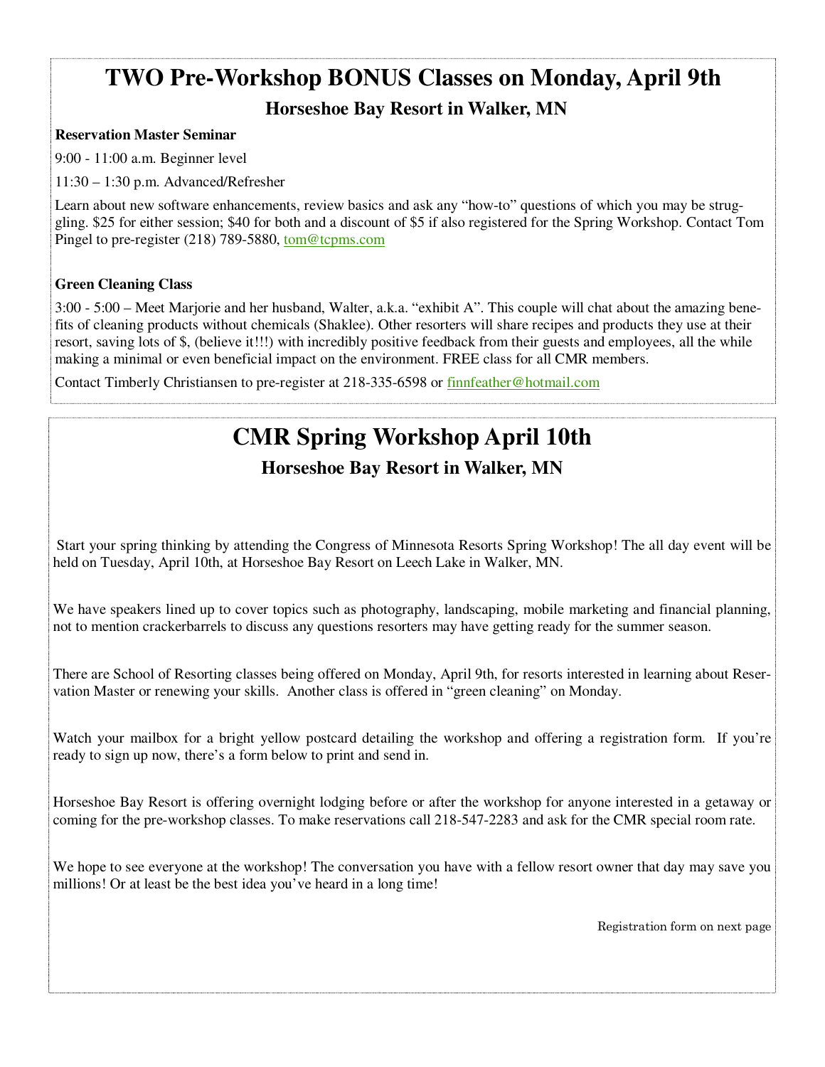# TWO Pre-Workshop BONUS Classes on Monday, April 9th

## Horseshoe Bay Resort in Walker, MN

**Reservation Master Seminar**

9:00 - 11:00 a.m. Beginner level

11:30 – 1:30 p.m. Advanced/Refresher

Learn about new software enhancements, review basics and ask any "how-to" questions of which you may be struggling. $25 for either session; $40 for both and a discount of $5 if also registered for the Spring Workshop. Contact Tom Pingel to pre-register (218) 789-5880, tom@tcpms.com

**Green Cleaning Class**

3:00 - 5:00 – Meet Marjorie and her husband, Walter, a.k.a. "exhibit A". This couple will chat about the amazing benefits of cleaning products without chemicals (Shaklee). Other resorters will share recipes and products they use at their resort, saving lots of $, (believe it!!!) with incredibly positive feedback from their guests and employees, all the while making a minimal or even beneficial impact on the environment. FREE class for all CMR members.

Contact Timberly Christiansen to pre-register at 218-335-6598 or finnfeather@hotmail.com

# CMR Spring Workshop April 10th

## Horseshoe Bay Resort in Walker, MN

Start your spring thinking by attending the Congress of Minnesota Resorts Spring Workshop! The all day event will be held on Tuesday, April 10th, at Horseshoe Bay Resort on Leech Lake in Walker, MN.

We have speakers lined up to cover topics such as photography, landscaping, mobile marketing and financial planning, not to mention crackerbarrels to discuss any questions resorters may have getting ready for the summer season.

There are School of Resorting classes being offered on Monday, April 9th, for resorts interested in learning about Reservation Master or renewing your skills. Another class is offered in "green cleaning" on Monday.

Watch your mailbox for a bright yellow postcard detailing the workshop and offering a registration form. If you're ready to sign up now, there's a form below to print and send in.

Horseshoe Bay Resort is offering overnight lodging before or after the workshop for anyone interested in a getaway or coming for the pre-workshop classes. To make reservations call 218-547-2283 and ask for the CMR special room rate.

We hope to see everyone at the workshop! The conversation you have with a fellow resort owner that day may save you millions! Or at least be the best idea you've heard in a long time!

Registration form on next page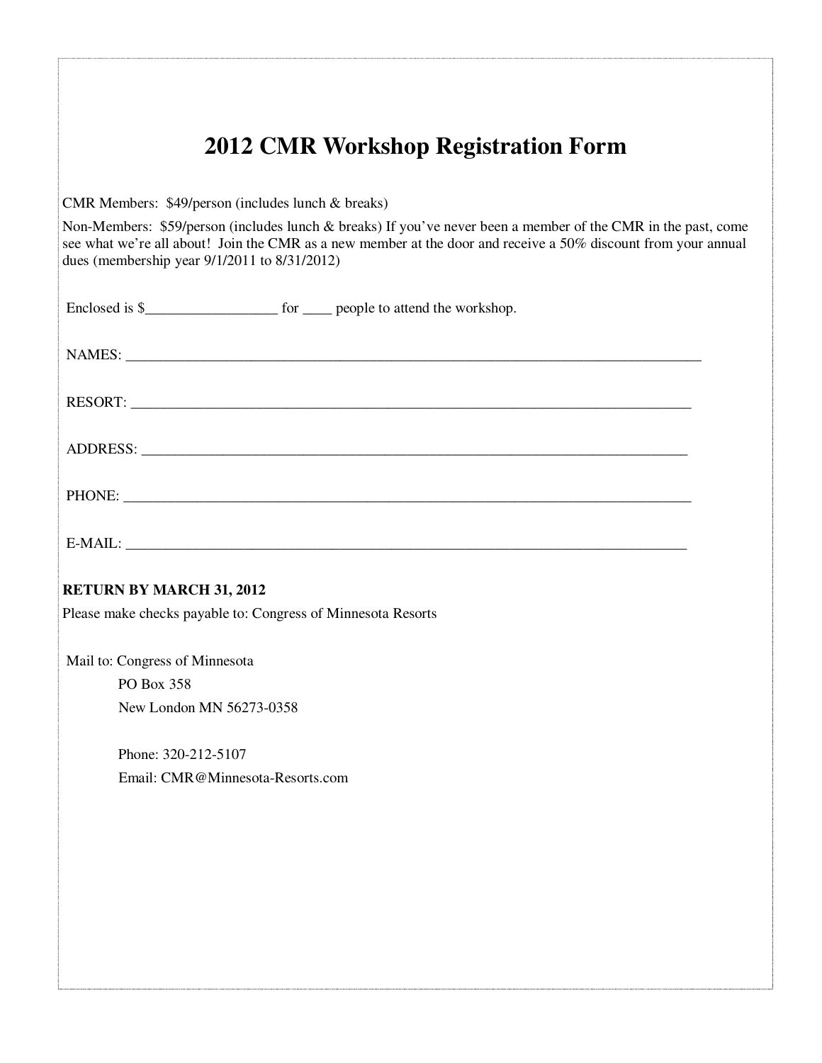# 2012 CMR Workshop Registration Form

CMR Members: $49/person (includes lunch & breaks)

Non-Members: $59/person (includes lunch & breaks) If you've never been a member of the CMR in the past, come see what we're all about! Join the CMR as a new member at the door and receive a 50% discount from your annual dues (membership year 9/1/2011 to 8/31/2012)

Enclosed is $__________________ for ____ people to attend the workshop.

NAMES: ________________________________________________________________________________

RESORT: _______________________________________________________________________________

ADDRESS: ______________________________________________________________________________

PHONE: ________________________________________________________________________________

E-MAIL: _______________________________________________________________________________

**RETURN BY MARCH 31, 2012**

Please make checks payable to: Congress of Minnesota Resorts

Mail to: Congress of Minnesota
PO Box 358
New London MN 56273-0358

Phone: 320-212-5107
Email: CMR@Minnesota-Resorts.com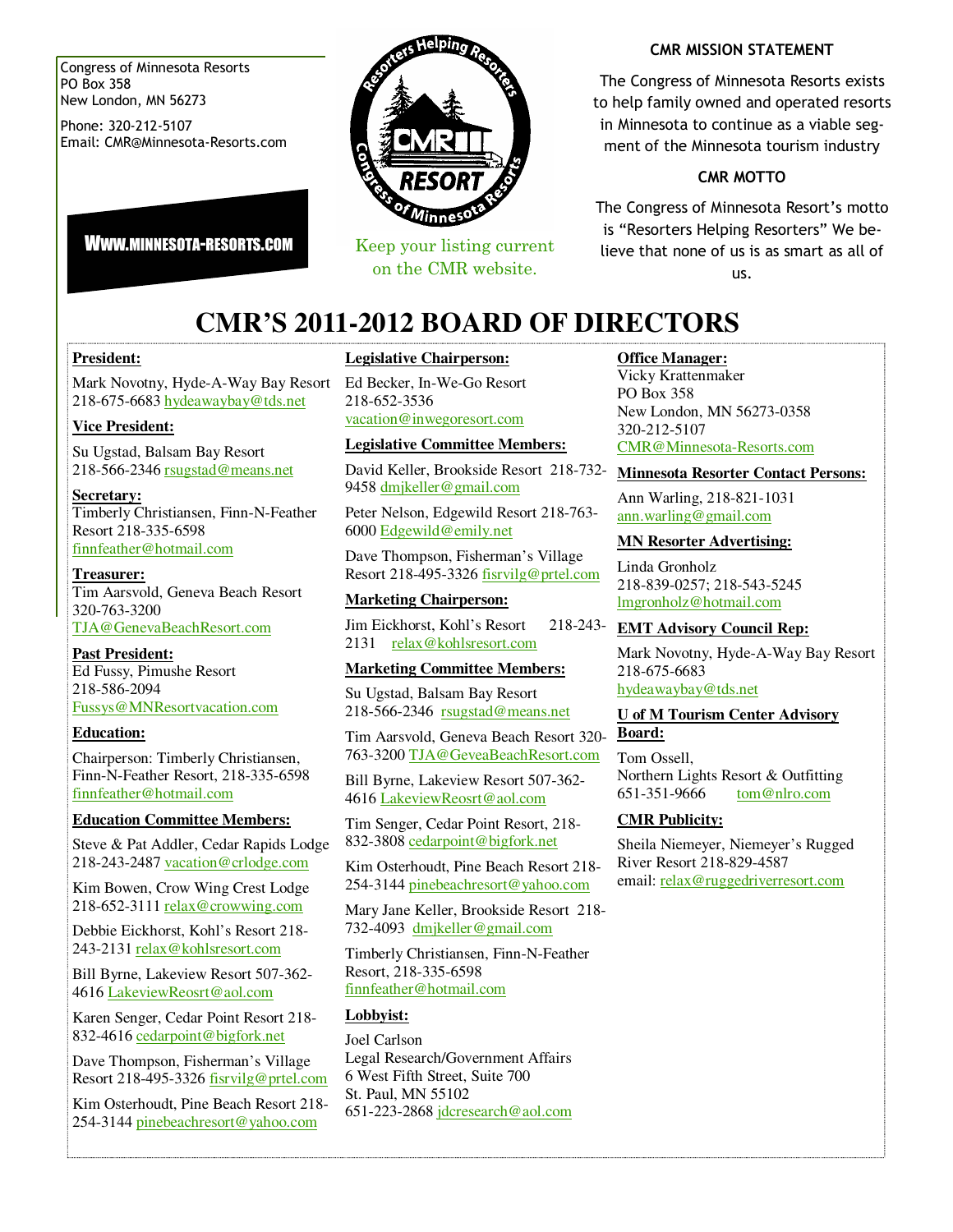Congress of Minnesota Resorts
PO Box 358
New London, MN 56273

Phone: 320-212-5107
Email: CMR@Minnesota-Resorts.com

**WWW.MINNESOTA-RESORTS.COM**

Resorters Helping Resorters — CMR RESORT — Congress of Minnesota Resorts

Keep your listing current on the CMR website.

**CMR MISSION STATEMENT**

The Congress of Minnesota Resorts exists to help family owned and operated resorts in Minnesota to continue as a viable segment of the Minnesota tourism industry

**CMR MOTTO**

The Congress of Minnesota Resort's motto is "Resorters Helping Resorters" We believe that none of us is as smart as all of us.

# CMR'S 2011-2012 BOARD OF DIRECTORS

**President:**

Mark Novotny, Hyde-A-Way Bay Resort 218-675-6683 hydeawaybay@tds.net

**Vice President:**

Su Ugstad, Balsam Bay Resort
218-566-2346 rsugstad@means.net

**Secretary:**
Timberly Christiansen, Finn-N-Feather Resort 218-335-6598
finnfeather@hotmail.com

**Treasurer:**
Tim Aarsvold, Geneva Beach Resort
320-763-3200
TJA@GenevaBeachResort.com

**Past President:**
Ed Fussy, Pimushe Resort
218-586-2094
Fussys@MNResortvacation.com

**Education:**

Chairperson: Timberly Christiansen, Finn-N-Feather Resort, 218-335-6598
finnfeather@hotmail.com

**Education Committee Members:**

Steve & Pat Addler, Cedar Rapids Lodge 218-243-2487 vacation@crlodge.com

Kim Bowen, Crow Wing Crest Lodge 218-652-3111 relax@crowwing.com

Debbie Eickhorst, Kohl's Resort 218-243-2131 relax@kohlsresort.com

Bill Byrne, Lakeview Resort 507-362-4616 LakeviewReosrt@aol.com

Karen Senger, Cedar Point Resort 218-832-4616 cedarpoint@bigfork.net

Dave Thompson, Fisherman's Village Resort 218-495-3326 fisrvilg@prtel.com

Kim Osterhoudt, Pine Beach Resort 218-254-3144 pinebeachresort@yahoo.com

**Legislative Chairperson:**

Ed Becker, In-We-Go Resort
218-652-3536
vacation@inwegoresort.com

**Legislative Committee Members:**

David Keller, Brookside Resort 218-732-9458 dmjkeller@gmail.com

Peter Nelson, Edgewild Resort 218-763-6000 Edgewild@emily.net

Dave Thompson, Fisherman's Village Resort 218-495-3326 fisrvilg@prtel.com

**Marketing Chairperson:**

Jim Eickhorst, Kohl's Resort 218-243-2131 relax@kohlsresort.com

**Marketing Committee Members:**

Su Ugstad, Balsam Bay Resort
218-566-2346 rsugstad@means.net

Tim Aarsvold, Geneva Beach Resort 320-763-3200 TJA@GeveaBeachResort.com

Bill Byrne, Lakeview Resort 507-362-4616 LakeviewReosrt@aol.com

Tim Senger, Cedar Point Resort, 218-832-3808 cedarpoint@bigfork.net

Kim Osterhoudt, Pine Beach Resort 218-254-3144 pinebeachresort@yahoo.com

Mary Jane Keller, Brookside Resort 218-732-4093 dmjkeller@gmail.com

Timberly Christiansen, Finn-N-Feather Resort, 218-335-6598
finnfeather@hotmail.com

**Lobbyist:**

Joel Carlson
Legal Research/Government Affairs
6 West Fifth Street, Suite 700
St. Paul, MN 55102
651-223-2868 jdcresearch@aol.com

**Office Manager:**
Vicky Krattenmaker
PO Box 358
New London, MN 56273-0358
320-212-5107
CMR@Minnesota-Resorts.com

**Minnesota Resorter Contact Persons:**

Ann Warling, 218-821-1031
ann.warling@gmail.com

**MN Resorter Advertising:**

Linda Gronholz
218-839-0257; 218-543-5245
lmgronholz@hotmail.com

**EMT Advisory Council Rep:**

Mark Novotny, Hyde-A-Way Bay Resort
218-675-6683
hydeawaybay@tds.net

**U of M Tourism Center Advisory Board:**

Tom Ossell,
Northern Lights Resort & Outfitting
651-351-9666 tom@nlro.com

**CMR Publicity:**

Sheila Niemeyer, Niemeyer's Rugged River Resort 218-829-4587
email: relax@ruggedriverresort.com